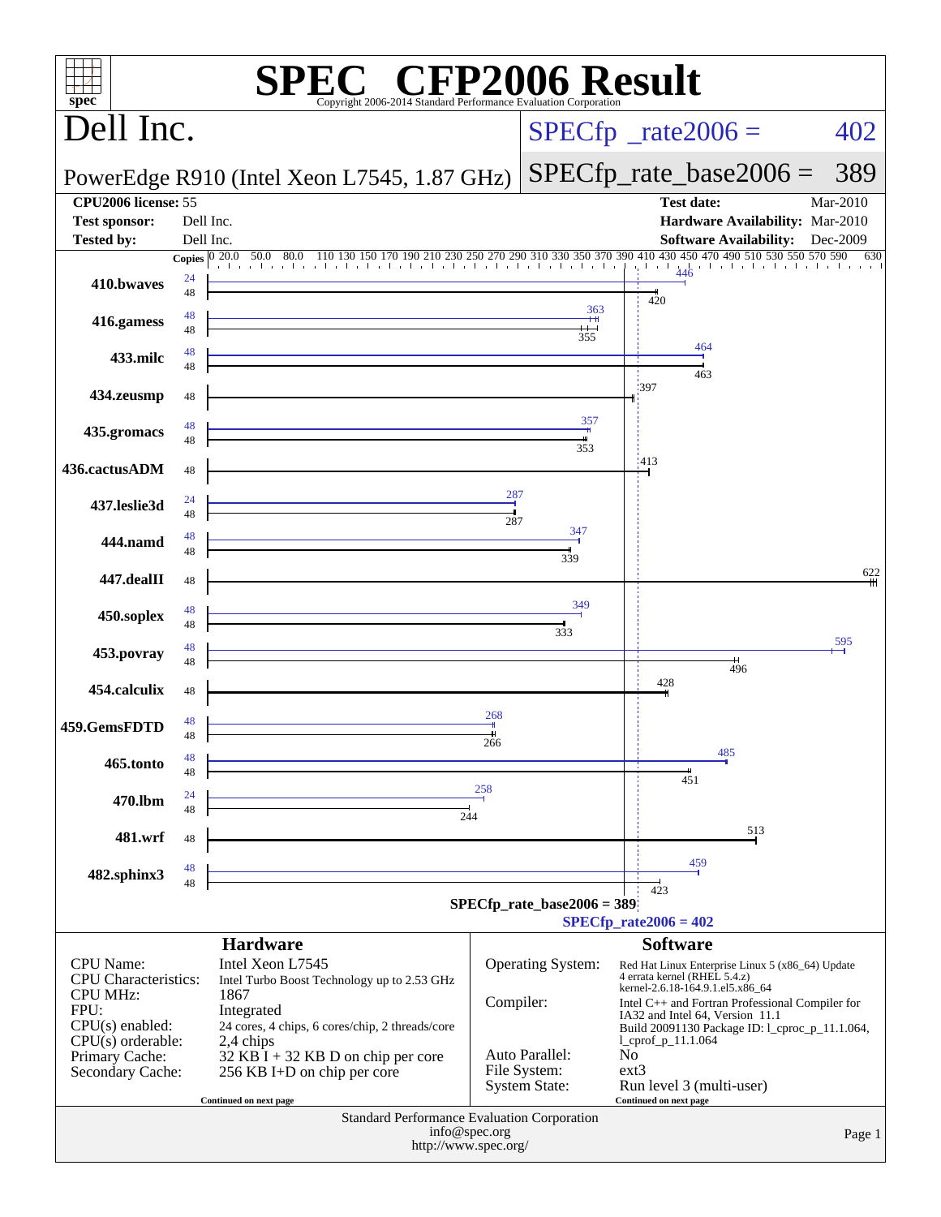# SPEC CFP2006 Result

Copyright 2006-2014 Standard Performance Evaluation Corporation

## Dell Inc.

PowerEdge R910 (Intel Xeon L7545, 1.87 GHz)

SPECfp_rate2006 = 402

SPECfp_rate_base2006 = 389

| | | | |
|---|---|---|---|
| **CPU2006 license:** 55 | | **Test date:** | Mar-2010 |
| **Test sponsor:** | Dell Inc. | **Hardware Availability:** | Mar-2010 |
| **Tested by:** | Dell Inc. | **Software Availability:** | Dec-2009 |

| Benchmark | Copies (peak) | Peak | Copies (base) | Base |
|---|---|---|---|---|
| 410.bwaves | 24 | 446 | 48 | 420 |
| 416.gamess | 48 | 363 | 48 | 355 |
| 433.milc | 48 | 464 | 48 | 463 |
| 434.zeusmp | | | 48 | 397 |
| 435.gromacs | 48 | 357 | 48 | 353 |
| 436.cactusADM | | | 48 | 413 |
| 437.leslie3d | 24 | 287 | 48 | 287 |
| 444.namd | 48 | 347 | 48 | 339 |
| 447.dealII | | | 48 | 622 |
| 450.soplex | 48 | 349 | 48 | 333 |
| 453.povray | 48 | 595 | 48 | 496 |
| 454.calculix | | | 48 | 428 |
| 459.GemsFDTD | 48 | 268 | 48 | 266 |
| 465.tonto | 48 | 485 | 48 | 451 |
| 470.lbm | 24 | 258 | 48 | 244 |
| 481.wrf | | | 48 | 513 |
| 482.sphinx3 | 48 | 459 | 48 | 423 |

SPECfp_rate_base2006 = 389

SPECfp_rate2006 = 402

## Hardware

| | |
|---|---|
| CPU Name: | Intel Xeon L7545 |
| CPU Characteristics: | Intel Turbo Boost Technology up to 2.53 GHz |
| CPU MHz: | 1867 |
| FPU: | Integrated |
| CPU(s) enabled: | 24 cores, 4 chips, 6 cores/chip, 2 threads/core |
| CPU(s) orderable: | 2,4 chips |
| Primary Cache: | 32 KB I + 32 KB D on chip per core |
| Secondary Cache: | 256 KB I+D on chip per core |

Continued on next page

## Software

| | |
|---|---|
| Operating System: | Red Hat Linux Enterprise Linux 5 (x86_64) Update 4 errata kernel (RHEL 5.4.z) kernel-2.6.18-164.9.1.el5.x86_64 |
| Compiler: | Intel C++ and Fortran Professional Compiler for IA32 and Intel 64, Version 11.1 Build 20091130 Package ID: l_cproc_p_11.1.064, l_cprof_p_11.1.064 |
| Auto Parallel: | No |
| File System: | ext3 |
| System State: | Run level 3 (multi-user) |

Continued on next page

Standard Performance Evaluation Corporation
info@spec.org
http://www.spec.org/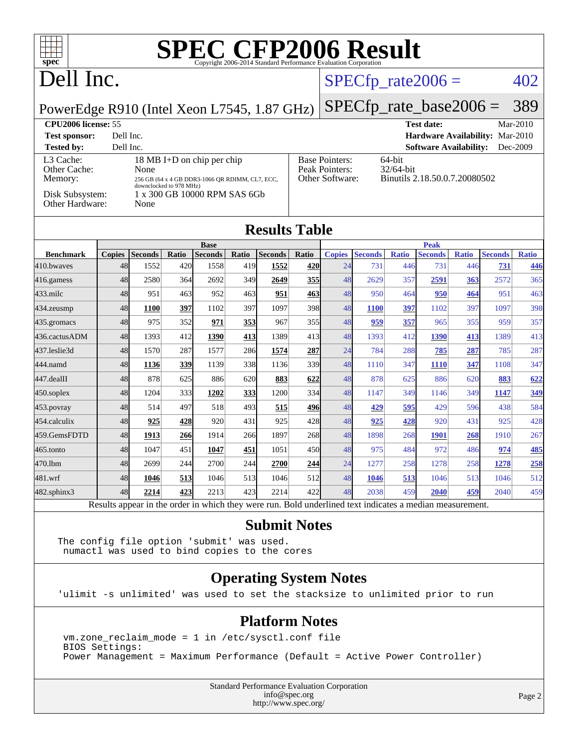# SPEC CFP2006 Result

Copyright 2006-2014 Standard Performance Evaluation Corporation

# Dell Inc.

PowerEdge R910 (Intel Xeon L7545, 1.87 GHz)

SPECfp_rate2006 = 402

SPECfp_rate_base2006 = 389

| | | | |
|---|---|---|---|
| **CPU2006 license:** 55 | | **Test date:** | Mar-2010 |
| **Test sponsor:** | Dell Inc. | **Hardware Availability:** | Mar-2010 |
| **Tested by:** | Dell Inc. | **Software Availability:** | Dec-2009 |

| | |
|---|---|
| L3 Cache: | 18 MB I+D on chip per chip |
| Other Cache: | None |
| Memory: | 256 GB (64 x 4 GB DDR3-1066 QR RDIMM, CL7, ECC, downclocked to 978 MHz) |
| Disk Subsystem: | 1 x 300 GB 10000 RPM SAS 6Gb |
| Other Hardware: | None |

| | |
|---|---|
| Base Pointers: | 64-bit |
| Peak Pointers: | 32/64-bit |
| Other Software: | Binutils 2.18.50.0.7.20080502 |

## Results Table

| | Base | | | | | | | Peak | | | | | | |
|---|---|---|---|---|---|---|---|---|---|---|---|---|---|---|
| **Benchmark** | **Copies** | **Seconds** | **Ratio** | **Seconds** | **Ratio** | **Seconds** | **Ratio** | **Copies** | **Seconds** | **Ratio** | **Seconds** | **Ratio** | **Seconds** | **Ratio** |
| 410.bwaves | 48 | 1552 | 420 | 1558 | 419 | **1552** | **420** | 24 | 731 | 446 | 731 | 446 | **731** | **446** |
| 416.gamess | 48 | 2580 | 364 | 2692 | 349 | **2649** | **355** | 48 | 2629 | 357 | **2591** | **363** | 2572 | 365 |
| 433.milc | 48 | 951 | 463 | 952 | 463 | **951** | **463** | 48 | 950 | 464 | **950** | **464** | 951 | 463 |
| 434.zeusmp | 48 | **1100** | **397** | 1102 | 397 | 1097 | 398 | 48 | **1100** | **397** | 1102 | 397 | 1097 | 398 |
| 435.gromacs | 48 | 975 | 352 | **971** | **353** | 967 | 355 | 48 | **959** | **357** | 965 | 355 | 959 | 357 |
| 436.cactusADM | 48 | 1393 | 412 | **1390** | **413** | 1389 | 413 | 48 | 1393 | 412 | **1390** | **413** | 1389 | 413 |
| 437.leslie3d | 48 | 1570 | 287 | 1577 | 286 | **1574** | **287** | 24 | 784 | 288 | **785** | **287** | 785 | 287 |
| 444.namd | 48 | **1136** | **339** | 1139 | 338 | 1136 | 339 | 48 | 1110 | 347 | **1110** | **347** | 1108 | 347 |
| 447.dealII | 48 | 878 | 625 | 886 | 620 | **883** | **622** | 48 | 878 | 625 | 886 | 620 | **883** | **622** |
| 450.soplex | 48 | 1204 | 333 | **1202** | **333** | 1200 | 334 | 48 | 1147 | 349 | 1146 | 349 | **1147** | **349** |
| 453.povray | 48 | 514 | 497 | 518 | 493 | **515** | **496** | 48 | **429** | **595** | 429 | 596 | 438 | 584 |
| 454.calculix | 48 | **925** | **428** | 920 | 431 | 925 | 428 | 48 | **925** | **428** | 920 | 431 | 925 | 428 |
| 459.GemsFDTD | 48 | **1913** | **266** | 1914 | 266 | 1897 | 268 | 48 | 1898 | 268 | **1901** | **268** | 1910 | 267 |
| 465.tonto | 48 | 1047 | 451 | **1047** | **451** | 1051 | 450 | 48 | 975 | 484 | 972 | 486 | **974** | **485** |
| 470.lbm | 48 | 2699 | 244 | 2700 | 244 | **2700** | **244** | 24 | 1277 | 258 | 1278 | 258 | **1278** | **258** |
| 481.wrf | 48 | **1046** | **513** | 1046 | 513 | 1046 | 512 | 48 | **1046** | **513** | 1046 | 513 | 1046 | 512 |
| 482.sphinx3 | 48 | **2214** | **423** | 2213 | 423 | 2214 | 422 | 48 | 2038 | 459 | **2040** | **459** | 2040 | 459 |

Results appear in the order in which they were run. Bold underlined text indicates a median measurement.

## Submit Notes

```
The config file option 'submit' was used.
 numactl was used to bind copies to the cores
```

## Operating System Notes

```
'ulimit -s unlimited' was used to set the stacksize to unlimited prior to run
```

## Platform Notes

```
vm.zone_reclaim_mode = 1 in /etc/sysctl.conf file
BIOS Settings:
Power Management = Maximum Performance (Default = Active Power Controller)
```

Standard Performance Evaluation Corporation
info@spec.org
http://www.spec.org/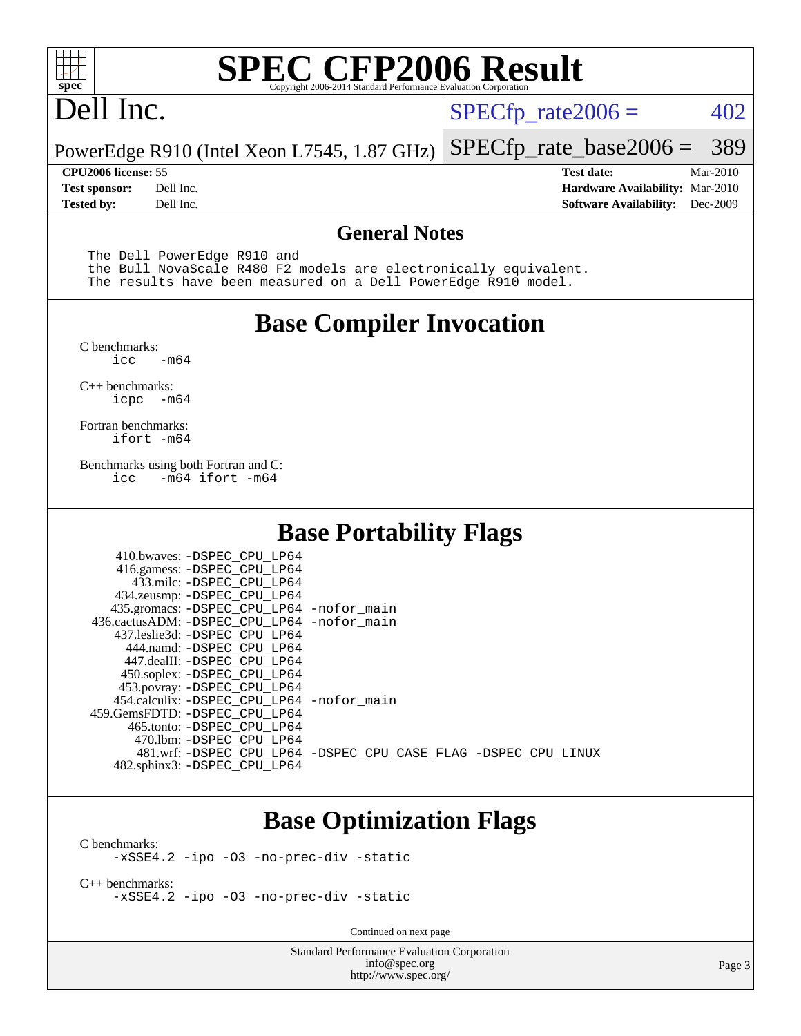# SPEC CFP2006 Result

Copyright 2006-2014 Standard Performance Evaluation Corporation

# Dell Inc.

PowerEdge R910 (Intel Xeon L7545, 1.87 GHz)

SPECfp_rate2006 = 402

SPECfp_rate_base2006 = 389

| | | | |
|---|---|---|---|
| **CPU2006 license:** | 55 | **Test date:** | Mar-2010 |
| **Test sponsor:** | Dell Inc. | **Hardware Availability:** | Mar-2010 |
| **Tested by:** | Dell Inc. | **Software Availability:** | Dec-2009 |

## General Notes

```
The Dell PowerEdge R910 and
the Bull NovaScale R480 F2 models are electronically equivalent.
The results have been measured on a Dell PowerEdge R910 model.
```

## Base Compiler Invocation

C benchmarks:
```
icc   -m64
```

C++ benchmarks:
```
icpc  -m64
```

Fortran benchmarks:
```
ifort -m64
```

Benchmarks using both Fortran and C:
```
icc   -m64 ifort -m64
```

## Base Portability Flags

| Benchmark | Flags |
|---|---|
| 410.bwaves: | -DSPEC_CPU_LP64 |
| 416.gamess: | -DSPEC_CPU_LP64 |
| 433.milc: | -DSPEC_CPU_LP64 |
| 434.zeusmp: | -DSPEC_CPU_LP64 |
| 435.gromacs: | -DSPEC_CPU_LP64 -nofor_main |
| 436.cactusADM: | -DSPEC_CPU_LP64 -nofor_main |
| 437.leslie3d: | -DSPEC_CPU_LP64 |
| 444.namd: | -DSPEC_CPU_LP64 |
| 447.dealII: | -DSPEC_CPU_LP64 |
| 450.soplex: | -DSPEC_CPU_LP64 |
| 453.povray: | -DSPEC_CPU_LP64 |
| 454.calculix: | -DSPEC_CPU_LP64 -nofor_main |
| 459.GemsFDTD: | -DSPEC_CPU_LP64 |
| 465.tonto: | -DSPEC_CPU_LP64 |
| 470.lbm: | -DSPEC_CPU_LP64 |
| 481.wrf: | -DSPEC_CPU_LP64 -DSPEC_CPU_CASE_FLAG -DSPEC_CPU_LINUX |
| 482.sphinx3: | -DSPEC_CPU_LP64 |

## Base Optimization Flags

C benchmarks:
```
-xSSE4.2 -ipo -O3 -no-prec-div -static
```

C++ benchmarks:
```
-xSSE4.2 -ipo -O3 -no-prec-div -static
```

Continued on next page

Standard Performance Evaluation Corporation
info@spec.org
http://www.spec.org/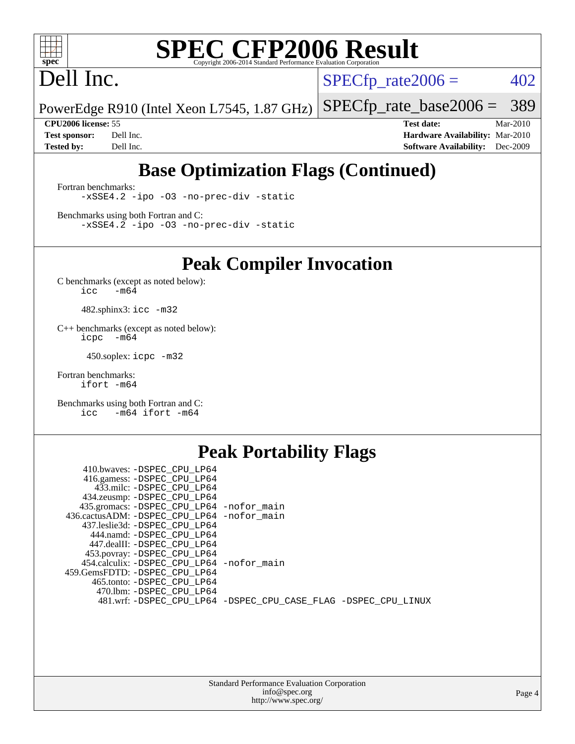# SPEC CFP2006 Result

Copyright 2006-2014 Standard Performance Evaluation Corporation

## Dell Inc.

PowerEdge R910 (Intel Xeon L7545, 1.87 GHz)

SPECfp_rate2006 = 402

SPECfp_rate_base2006 = 389

**CPU2006 license:** 55
**Test sponsor:** Dell Inc.
**Tested by:** Dell Inc.

**Test date:** Mar-2010
**Hardware Availability:** Mar-2010
**Software Availability:** Dec-2009

## Base Optimization Flags (Continued)

Fortran benchmarks:

```
-xSSE4.2 -ipo -O3 -no-prec-div -static
```

Benchmarks using both Fortran and C:

```
-xSSE4.2 -ipo -O3 -no-prec-div -static
```

## Peak Compiler Invocation

C benchmarks (except as noted below):

```
icc   -m64
```

482.sphinx3: `icc -m32`

C++ benchmarks (except as noted below):

```
icpc  -m64
```

450.soplex: `icpc -m32`

Fortran benchmarks:

```
ifort -m64
```

Benchmarks using both Fortran and C:

```
icc   -m64 ifort -m64
```

## Peak Portability Flags

410.bwaves: `-DSPEC_CPU_LP64`
416.gamess: `-DSPEC_CPU_LP64`
433.milc: `-DSPEC_CPU_LP64`
434.zeusmp: `-DSPEC_CPU_LP64`
435.gromacs: `-DSPEC_CPU_LP64 -nofor_main`
436.cactusADM: `-DSPEC_CPU_LP64 -nofor_main`
437.leslie3d: `-DSPEC_CPU_LP64`
444.namd: `-DSPEC_CPU_LP64`
447.dealII: `-DSPEC_CPU_LP64`
453.povray: `-DSPEC_CPU_LP64`
454.calculix: `-DSPEC_CPU_LP64 -nofor_main`
459.GemsFDTD: `-DSPEC_CPU_LP64`
465.tonto: `-DSPEC_CPU_LP64`
470.lbm: `-DSPEC_CPU_LP64`
481.wrf: `-DSPEC_CPU_LP64 -DSPEC_CPU_CASE_FLAG -DSPEC_CPU_LINUX`

Standard Performance Evaluation Corporation
info@spec.org
http://www.spec.org/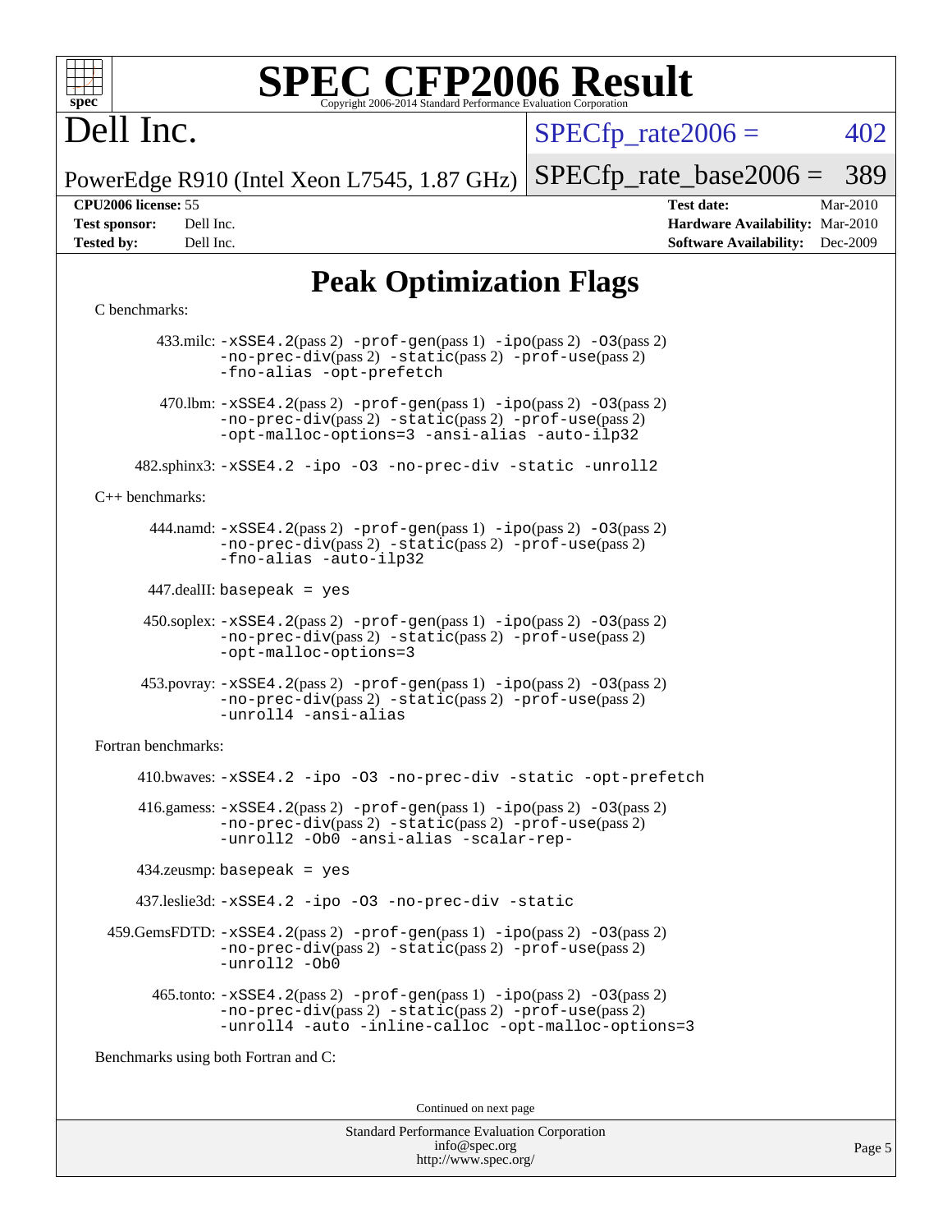# SPEC CFP2006 Result

Copyright 2006-2014 Standard Performance Evaluation Corporation

# Dell Inc.

PowerEdge R910 (Intel Xeon L7545, 1.87 GHz)

SPECfp_rate2006 = 402

SPECfp_rate_base2006 = 389

**CPU2006 license:** 55 **Test date:** Mar-2010
**Test sponsor:** Dell Inc. **Hardware Availability:** Mar-2010
**Tested by:** Dell Inc. **Software Availability:** Dec-2009

## Peak Optimization Flags

C benchmarks:

433.milc: `-xSSE4.2`(pass 2) `-prof-gen`(pass 1) `-ipo`(pass 2) `-O3`(pass 2) `-no-prec-div`(pass 2) `-static`(pass 2) `-prof-use`(pass 2) `-fno-alias -opt-prefetch`

470.lbm: `-xSSE4.2`(pass 2) `-prof-gen`(pass 1) `-ipo`(pass 2) `-O3`(pass 2) `-no-prec-div`(pass 2) `-static`(pass 2) `-prof-use`(pass 2) `-opt-malloc-options=3 -ansi-alias -auto-ilp32`

482.sphinx3: `-xSSE4.2 -ipo -O3 -no-prec-div -static -unroll2`

C++ benchmarks:

444.namd: `-xSSE4.2`(pass 2) `-prof-gen`(pass 1) `-ipo`(pass 2) `-O3`(pass 2) `-no-prec-div`(pass 2) `-static`(pass 2) `-prof-use`(pass 2) `-fno-alias -auto-ilp32`

447.dealII: `basepeak = yes`

450.soplex: `-xSSE4.2`(pass 2) `-prof-gen`(pass 1) `-ipo`(pass 2) `-O3`(pass 2) `-no-prec-div`(pass 2) `-static`(pass 2) `-prof-use`(pass 2) `-opt-malloc-options=3`

453.povray: `-xSSE4.2`(pass 2) `-prof-gen`(pass 1) `-ipo`(pass 2) `-O3`(pass 2) `-no-prec-div`(pass 2) `-static`(pass 2) `-prof-use`(pass 2) `-unroll4 -ansi-alias`

Fortran benchmarks:

410.bwaves: `-xSSE4.2 -ipo -O3 -no-prec-div -static -opt-prefetch`

416.gamess: `-xSSE4.2`(pass 2) `-prof-gen`(pass 1) `-ipo`(pass 2) `-O3`(pass 2) `-no-prec-div`(pass 2) `-static`(pass 2) `-prof-use`(pass 2) `-unroll2 -Ob0 -ansi-alias -scalar-rep-`

434.zeusmp: `basepeak = yes`

437.leslie3d: `-xSSE4.2 -ipo -O3 -no-prec-div -static`

459.GemsFDTD: `-xSSE4.2`(pass 2) `-prof-gen`(pass 1) `-ipo`(pass 2) `-O3`(pass 2) `-no-prec-div`(pass 2) `-static`(pass 2) `-prof-use`(pass 2) `-unroll2 -Ob0`

465.tonto: `-xSSE4.2`(pass 2) `-prof-gen`(pass 1) `-ipo`(pass 2) `-O3`(pass 2) `-no-prec-div`(pass 2) `-static`(pass 2) `-prof-use`(pass 2) `-unroll4 -auto -inline-calloc -opt-malloc-options=3`

Benchmarks using both Fortran and C:

Continued on next page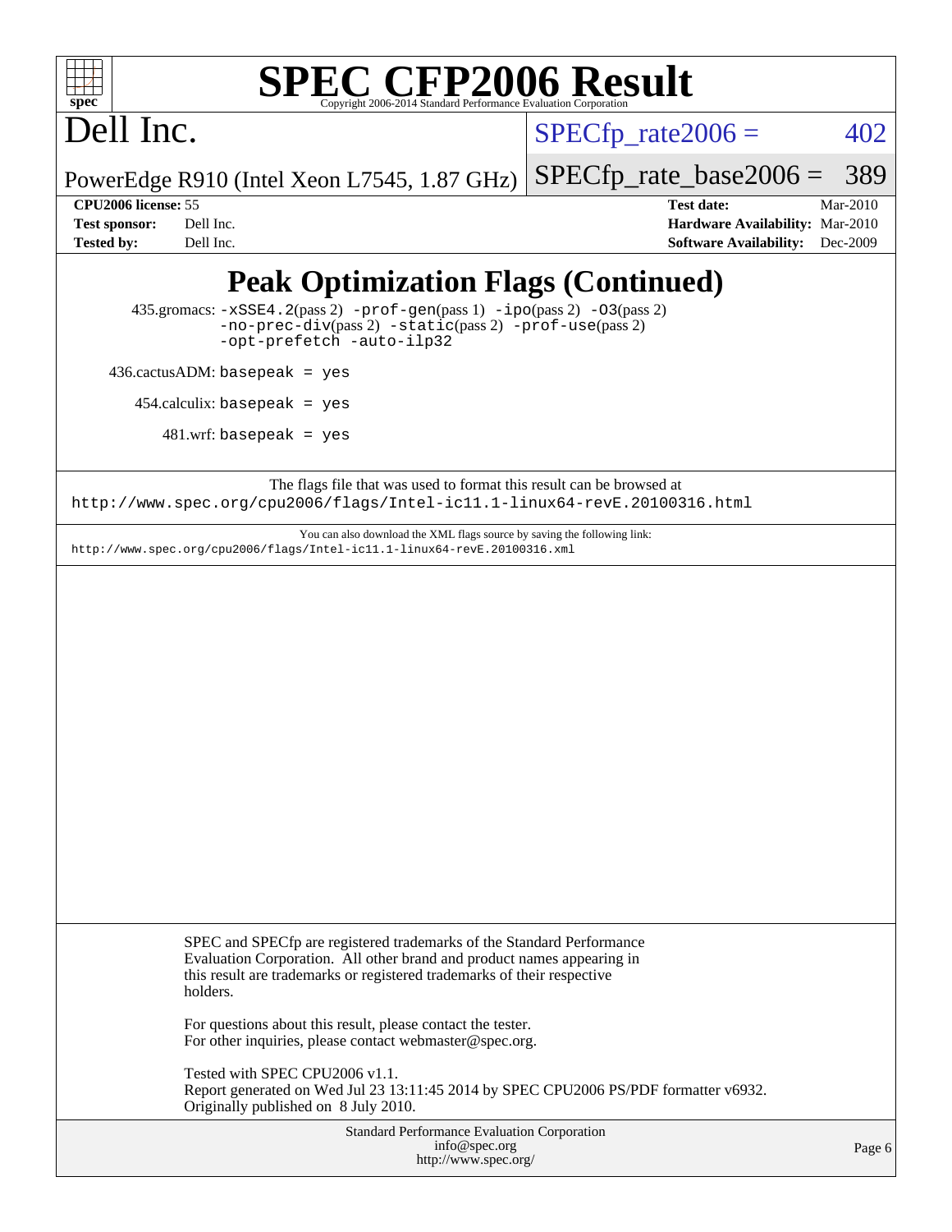# Dell Inc.

PowerEdge R910 (Intel Xeon L7545, 1.87 GHz)

SPECfp_rate2006 = 402

SPECfp_rate_base2006 = 389

**CPU2006 license:** 55
**Test sponsor:** Dell Inc.
**Tested by:** Dell Inc.

**Test date:** Mar-2010
**Hardware Availability:** Mar-2010
**Software Availability:** Dec-2009

## Peak Optimization Flags (Continued)

435.gromacs: -xSSE4.2(pass 2) -prof-gen(pass 1) -ipo(pass 2) -O3(pass 2) -no-prec-div(pass 2) -static(pass 2) -prof-use(pass 2) -opt-prefetch -auto-ilp32

436.cactusADM: basepeak = yes

454.calculix: basepeak = yes

481.wrf: basepeak = yes

The flags file that was used to format this result can be browsed at
http://www.spec.org/cpu2006/flags/Intel-ic11.1-linux64-revE.20100316.html

You can also download the XML flags source by saving the following link:
http://www.spec.org/cpu2006/flags/Intel-ic11.1-linux64-revE.20100316.xml

SPEC and SPECfp are registered trademarks of the Standard Performance Evaluation Corporation. All other brand and product names appearing in this result are trademarks or registered trademarks of their respective holders.

For questions about this result, please contact the tester.
For other inquiries, please contact webmaster@spec.org.

Tested with SPEC CPU2006 v1.1.
Report generated on Wed Jul 23 13:11:45 2014 by SPEC CPU2006 PS/PDF formatter v6932.
Originally published on 8 July 2010.